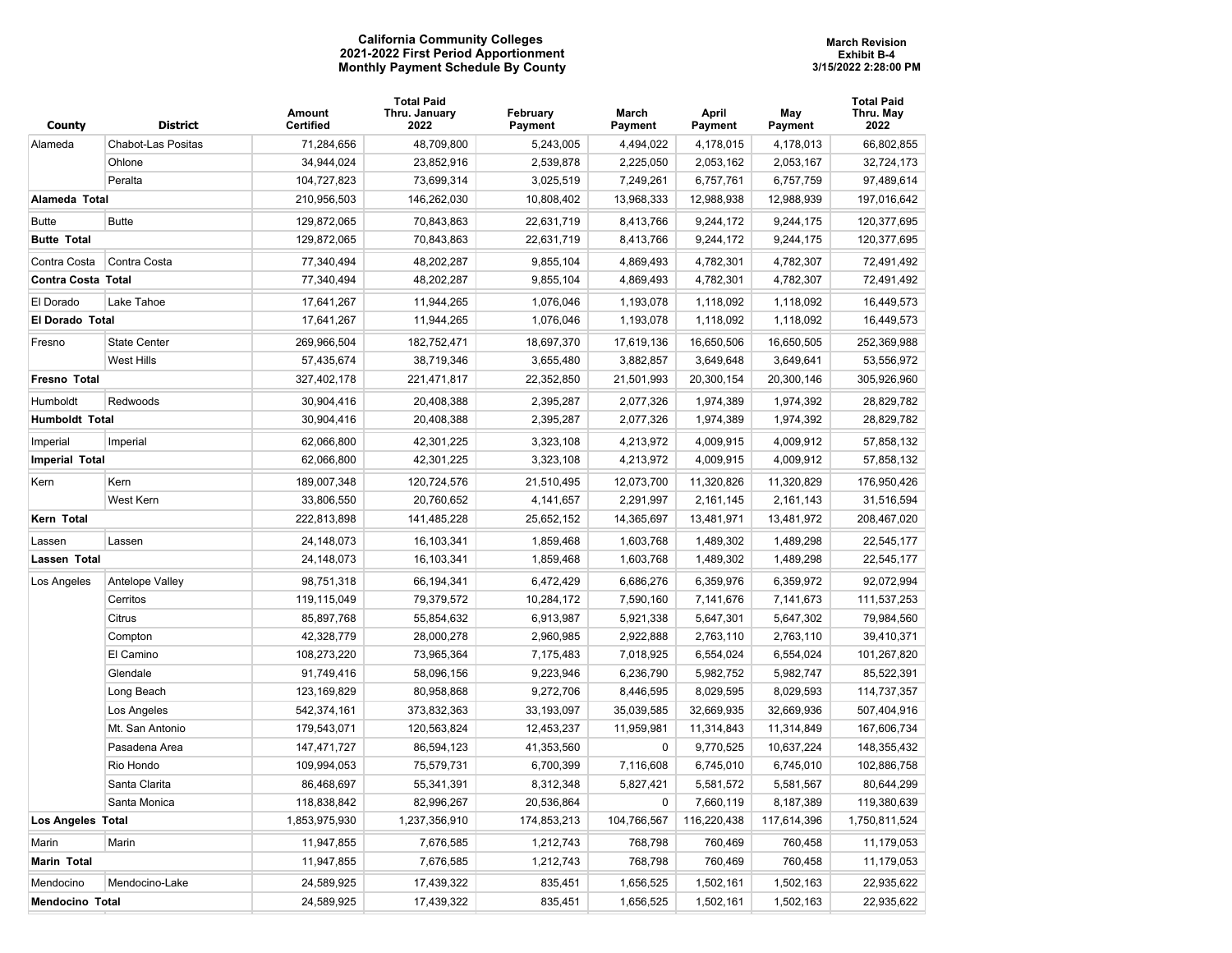**California Community Colleges**
**2021-2022 First Period Apportionment**
**Monthly Payment Schedule By County**

**March Revision**
**Exhibit B-4**
**3/15/2022 2:28:00 PM**

| County | District | Amount Certified | Total Paid Thru. January 2022 | February Payment | March Payment | April Payment | May Payment | Total Paid Thru. May 2022 |
|---|---|---|---|---|---|---|---|---|
| Alameda | Chabot-Las Positas | 71,284,656 | 48,709,800 | 5,243,005 | 4,494,022 | 4,178,015 | 4,178,013 | 66,802,855 |
| | Ohlone | 34,944,024 | 23,852,916 | 2,539,878 | 2,225,050 | 2,053,162 | 2,053,167 | 32,724,173 |
| | Peralta | 104,727,823 | 73,699,314 | 3,025,519 | 7,249,261 | 6,757,761 | 6,757,759 | 97,489,614 |
| **Alameda Total** | | 210,956,503 | 146,262,030 | 10,808,402 | 13,968,333 | 12,988,938 | 12,988,939 | 197,016,642 |
| Butte | Butte | 129,872,065 | 70,843,863 | 22,631,719 | 8,413,766 | 9,244,172 | 9,244,175 | 120,377,695 |
| **Butte Total** | | 129,872,065 | 70,843,863 | 22,631,719 | 8,413,766 | 9,244,172 | 9,244,175 | 120,377,695 |
| Contra Costa | Contra Costa | 77,340,494 | 48,202,287 | 9,855,104 | 4,869,493 | 4,782,301 | 4,782,307 | 72,491,492 |
| **Contra Costa Total** | | 77,340,494 | 48,202,287 | 9,855,104 | 4,869,493 | 4,782,301 | 4,782,307 | 72,491,492 |
| El Dorado | Lake Tahoe | 17,641,267 | 11,944,265 | 1,076,046 | 1,193,078 | 1,118,092 | 1,118,092 | 16,449,573 |
| **El Dorado Total** | | 17,641,267 | 11,944,265 | 1,076,046 | 1,193,078 | 1,118,092 | 1,118,092 | 16,449,573 |
| Fresno | State Center | 269,966,504 | 182,752,471 | 18,697,370 | 17,619,136 | 16,650,506 | 16,650,505 | 252,369,988 |
| | West Hills | 57,435,674 | 38,719,346 | 3,655,480 | 3,882,857 | 3,649,648 | 3,649,641 | 53,556,972 |
| **Fresno Total** | | 327,402,178 | 221,471,817 | 22,352,850 | 21,501,993 | 20,300,154 | 20,300,146 | 305,926,960 |
| Humboldt | Redwoods | 30,904,416 | 20,408,388 | 2,395,287 | 2,077,326 | 1,974,389 | 1,974,392 | 28,829,782 |
| **Humboldt Total** | | 30,904,416 | 20,408,388 | 2,395,287 | 2,077,326 | 1,974,389 | 1,974,392 | 28,829,782 |
| Imperial | Imperial | 62,066,800 | 42,301,225 | 3,323,108 | 4,213,972 | 4,009,915 | 4,009,912 | 57,858,132 |
| **Imperial Total** | | 62,066,800 | 42,301,225 | 3,323,108 | 4,213,972 | 4,009,915 | 4,009,912 | 57,858,132 |
| Kern | Kern | 189,007,348 | 120,724,576 | 21,510,495 | 12,073,700 | 11,320,826 | 11,320,829 | 176,950,426 |
| | West Kern | 33,806,550 | 20,760,652 | 4,141,657 | 2,291,997 | 2,161,145 | 2,161,143 | 31,516,594 |
| **Kern Total** | | 222,813,898 | 141,485,228 | 25,652,152 | 14,365,697 | 13,481,971 | 13,481,972 | 208,467,020 |
| Lassen | Lassen | 24,148,073 | 16,103,341 | 1,859,468 | 1,603,768 | 1,489,302 | 1,489,298 | 22,545,177 |
| **Lassen Total** | | 24,148,073 | 16,103,341 | 1,859,468 | 1,603,768 | 1,489,302 | 1,489,298 | 22,545,177 |
| Los Angeles | Antelope Valley | 98,751,318 | 66,194,341 | 6,472,429 | 6,686,276 | 6,359,976 | 6,359,972 | 92,072,994 |
| | Cerritos | 119,115,049 | 79,379,572 | 10,284,172 | 7,590,160 | 7,141,676 | 7,141,673 | 111,537,253 |
| | Citrus | 85,897,768 | 55,854,632 | 6,913,987 | 5,921,338 | 5,647,301 | 5,647,302 | 79,984,560 |
| | Compton | 42,328,779 | 28,000,278 | 2,960,985 | 2,922,888 | 2,763,110 | 2,763,110 | 39,410,371 |
| | El Camino | 108,273,220 | 73,965,364 | 7,175,483 | 7,018,925 | 6,554,024 | 6,554,024 | 101,267,820 |
| | Glendale | 91,749,416 | 58,096,156 | 9,223,946 | 6,236,790 | 5,982,752 | 5,982,747 | 85,522,391 |
| | Long Beach | 123,169,829 | 80,958,868 | 9,272,706 | 8,446,595 | 8,029,595 | 8,029,593 | 114,737,357 |
| | Los Angeles | 542,374,161 | 373,832,363 | 33,193,097 | 35,039,585 | 32,669,935 | 32,669,936 | 507,404,916 |
| | Mt. San Antonio | 179,543,071 | 120,563,824 | 12,453,237 | 11,959,981 | 11,314,843 | 11,314,849 | 167,606,734 |
| | Pasadena Area | 147,471,727 | 86,594,123 | 41,353,560 | 0 | 9,770,525 | 10,637,224 | 148,355,432 |
| | Rio Hondo | 109,994,053 | 75,579,731 | 6,700,399 | 7,116,608 | 6,745,010 | 6,745,010 | 102,886,758 |
| | Santa Clarita | 86,468,697 | 55,341,391 | 8,312,348 | 5,827,421 | 5,581,572 | 5,581,567 | 80,644,299 |
| | Santa Monica | 118,838,842 | 82,996,267 | 20,536,864 | 0 | 7,660,119 | 8,187,389 | 119,380,639 |
| **Los Angeles Total** | | 1,853,975,930 | 1,237,356,910 | 174,853,213 | 104,766,567 | 116,220,438 | 117,614,396 | 1,750,811,524 |
| Marin | Marin | 11,947,855 | 7,676,585 | 1,212,743 | 768,798 | 760,469 | 760,458 | 11,179,053 |
| **Marin Total** | | 11,947,855 | 7,676,585 | 1,212,743 | 768,798 | 760,469 | 760,458 | 11,179,053 |
| Mendocino | Mendocino-Lake | 24,589,925 | 17,439,322 | 835,451 | 1,656,525 | 1,502,161 | 1,502,163 | 22,935,622 |
| **Mendocino Total** | | 24,589,925 | 17,439,322 | 835,451 | 1,656,525 | 1,502,161 | 1,502,163 | 22,935,622 |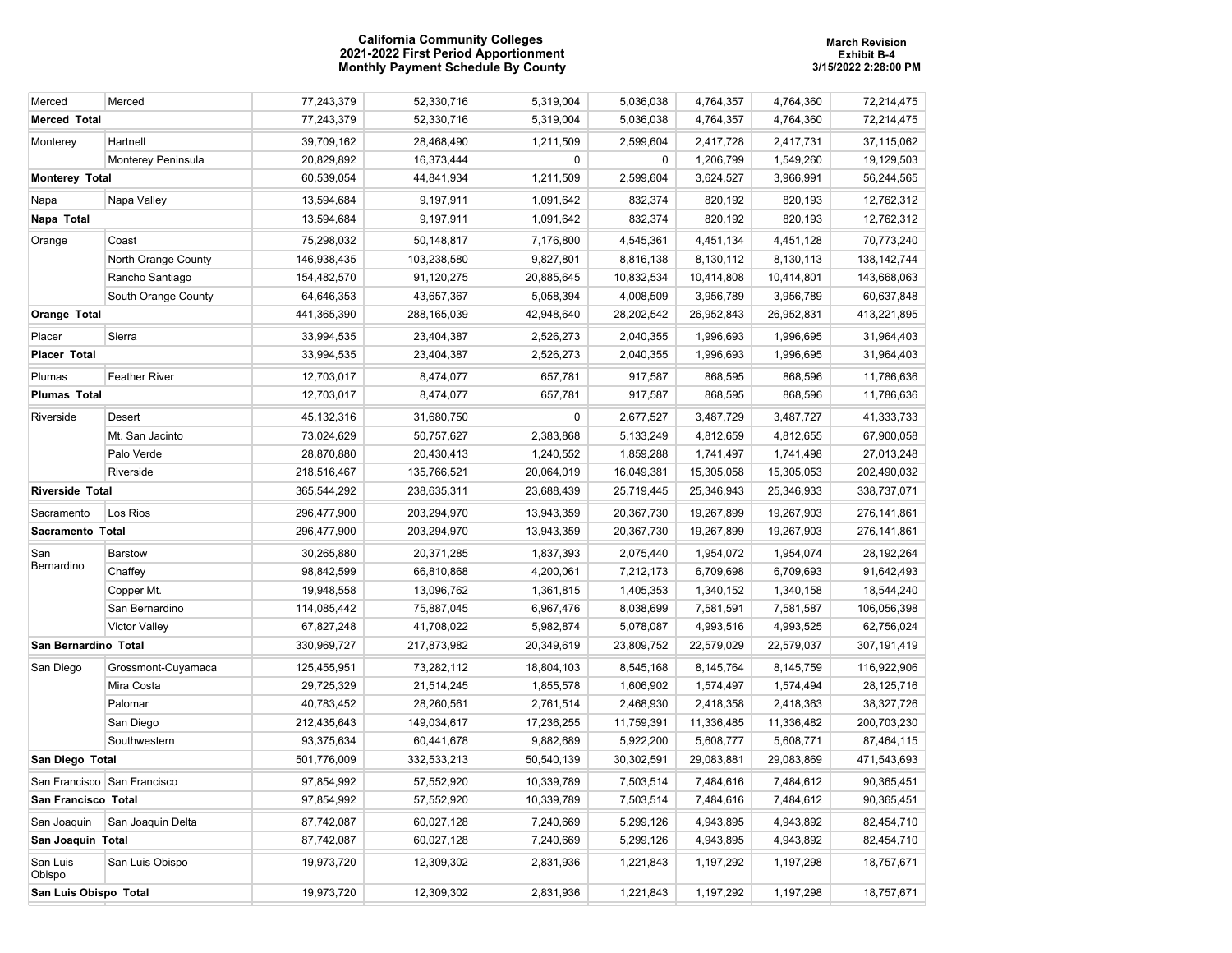# California Community Colleges
## 2021-2022 First Period Apportionment
## Monthly Payment Schedule By County

March Revision
Exhibit B-4
3/15/2022 2:28:00 PM

| | | | | | | | | |
|---|---|---|---|---|---|---|---|---|
| Merced | Merced | 77,243,379 | 52,330,716 | 5,319,004 | 5,036,038 | 4,764,357 | 4,764,360 | 72,214,475 |
| **Merced Total** | | 77,243,379 | 52,330,716 | 5,319,004 | 5,036,038 | 4,764,357 | 4,764,360 | 72,214,475 |
| Monterey | Hartnell | 39,709,162 | 28,468,490 | 1,211,509 | 2,599,604 | 2,417,728 | 2,417,731 | 37,115,062 |
| | Monterey Peninsula | 20,829,892 | 16,373,444 | 0 | 0 | 1,206,799 | 1,549,260 | 19,129,503 |
| **Monterey Total** | | 60,539,054 | 44,841,934 | 1,211,509 | 2,599,604 | 3,624,527 | 3,966,991 | 56,244,565 |
| Napa | Napa Valley | 13,594,684 | 9,197,911 | 1,091,642 | 832,374 | 820,192 | 820,193 | 12,762,312 |
| **Napa Total** | | 13,594,684 | 9,197,911 | 1,091,642 | 832,374 | 820,192 | 820,193 | 12,762,312 |
| Orange | Coast | 75,298,032 | 50,148,817 | 7,176,800 | 4,545,361 | 4,451,134 | 4,451,128 | 70,773,240 |
| | North Orange County | 146,938,435 | 103,238,580 | 9,827,801 | 8,816,138 | 8,130,112 | 8,130,113 | 138,142,744 |
| | Rancho Santiago | 154,482,570 | 91,120,275 | 20,885,645 | 10,832,534 | 10,414,808 | 10,414,801 | 143,668,063 |
| | South Orange County | 64,646,353 | 43,657,367 | 5,058,394 | 4,008,509 | 3,956,789 | 3,956,789 | 60,637,848 |
| **Orange Total** | | 441,365,390 | 288,165,039 | 42,948,640 | 28,202,542 | 26,952,843 | 26,952,831 | 413,221,895 |
| Placer | Sierra | 33,994,535 | 23,404,387 | 2,526,273 | 2,040,355 | 1,996,693 | 1,996,695 | 31,964,403 |
| **Placer Total** | | 33,994,535 | 23,404,387 | 2,526,273 | 2,040,355 | 1,996,693 | 1,996,695 | 31,964,403 |
| Plumas | Feather River | 12,703,017 | 8,474,077 | 657,781 | 917,587 | 868,595 | 868,596 | 11,786,636 |
| **Plumas Total** | | 12,703,017 | 8,474,077 | 657,781 | 917,587 | 868,595 | 868,596 | 11,786,636 |
| Riverside | Desert | 45,132,316 | 31,680,750 | 0 | 2,677,527 | 3,487,729 | 3,487,727 | 41,333,733 |
| | Mt. San Jacinto | 73,024,629 | 50,757,627 | 2,383,868 | 5,133,249 | 4,812,659 | 4,812,655 | 67,900,058 |
| | Palo Verde | 28,870,880 | 20,430,413 | 1,240,552 | 1,859,288 | 1,741,497 | 1,741,498 | 27,013,248 |
| | Riverside | 218,516,467 | 135,766,521 | 20,064,019 | 16,049,381 | 15,305,058 | 15,305,053 | 202,490,032 |
| **Riverside Total** | | 365,544,292 | 238,635,311 | 23,688,439 | 25,719,445 | 25,346,943 | 25,346,933 | 338,737,071 |
| Sacramento | Los Rios | 296,477,900 | 203,294,970 | 13,943,359 | 20,367,730 | 19,267,899 | 19,267,903 | 276,141,861 |
| **Sacramento Total** | | 296,477,900 | 203,294,970 | 13,943,359 | 20,367,730 | 19,267,899 | 19,267,903 | 276,141,861 |
| San Bernardino | Barstow | 30,265,880 | 20,371,285 | 1,837,393 | 2,075,440 | 1,954,072 | 1,954,074 | 28,192,264 |
| | Chaffey | 98,842,599 | 66,810,868 | 4,200,061 | 7,212,173 | 6,709,698 | 6,709,693 | 91,642,493 |
| | Copper Mt. | 19,948,558 | 13,096,762 | 1,361,815 | 1,405,353 | 1,340,152 | 1,340,158 | 18,544,240 |
| | San Bernardino | 114,085,442 | 75,887,045 | 6,967,476 | 8,038,699 | 7,581,591 | 7,581,587 | 106,056,398 |
| | Victor Valley | 67,827,248 | 41,708,022 | 5,982,874 | 5,078,087 | 4,993,516 | 4,993,525 | 62,756,024 |
| **San Bernardino Total** | | 330,969,727 | 217,873,982 | 20,349,619 | 23,809,752 | 22,579,029 | 22,579,037 | 307,191,419 |
| San Diego | Grossmont-Cuyamaca | 125,455,951 | 73,282,112 | 18,804,103 | 8,545,168 | 8,145,764 | 8,145,759 | 116,922,906 |
| | Mira Costa | 29,725,329 | 21,514,245 | 1,855,578 | 1,606,902 | 1,574,497 | 1,574,494 | 28,125,716 |
| | Palomar | 40,783,452 | 28,260,561 | 2,761,514 | 2,468,930 | 2,418,358 | 2,418,363 | 38,327,726 |
| | San Diego | 212,435,643 | 149,034,617 | 17,236,255 | 11,759,391 | 11,336,485 | 11,336,482 | 200,703,230 |
| | Southwestern | 93,375,634 | 60,441,678 | 9,882,689 | 5,922,200 | 5,608,777 | 5,608,771 | 87,464,115 |
| **San Diego Total** | | 501,776,009 | 332,533,213 | 50,540,139 | 30,302,591 | 29,083,881 | 29,083,869 | 471,543,693 |
| San Francisco | San Francisco | 97,854,992 | 57,552,920 | 10,339,789 | 7,503,514 | 7,484,616 | 7,484,612 | 90,365,451 |
| **San Francisco Total** | | 97,854,992 | 57,552,920 | 10,339,789 | 7,503,514 | 7,484,616 | 7,484,612 | 90,365,451 |
| San Joaquin | San Joaquin Delta | 87,742,087 | 60,027,128 | 7,240,669 | 5,299,126 | 4,943,895 | 4,943,892 | 82,454,710 |
| **San Joaquin Total** | | 87,742,087 | 60,027,128 | 7,240,669 | 5,299,126 | 4,943,895 | 4,943,892 | 82,454,710 |
| San Luis Obispo | San Luis Obispo | 19,973,720 | 12,309,302 | 2,831,936 | 1,221,843 | 1,197,292 | 1,197,298 | 18,757,671 |
| **San Luis Obispo Total** | | 19,973,720 | 12,309,302 | 2,831,936 | 1,221,843 | 1,197,292 | 1,197,298 | 18,757,671 |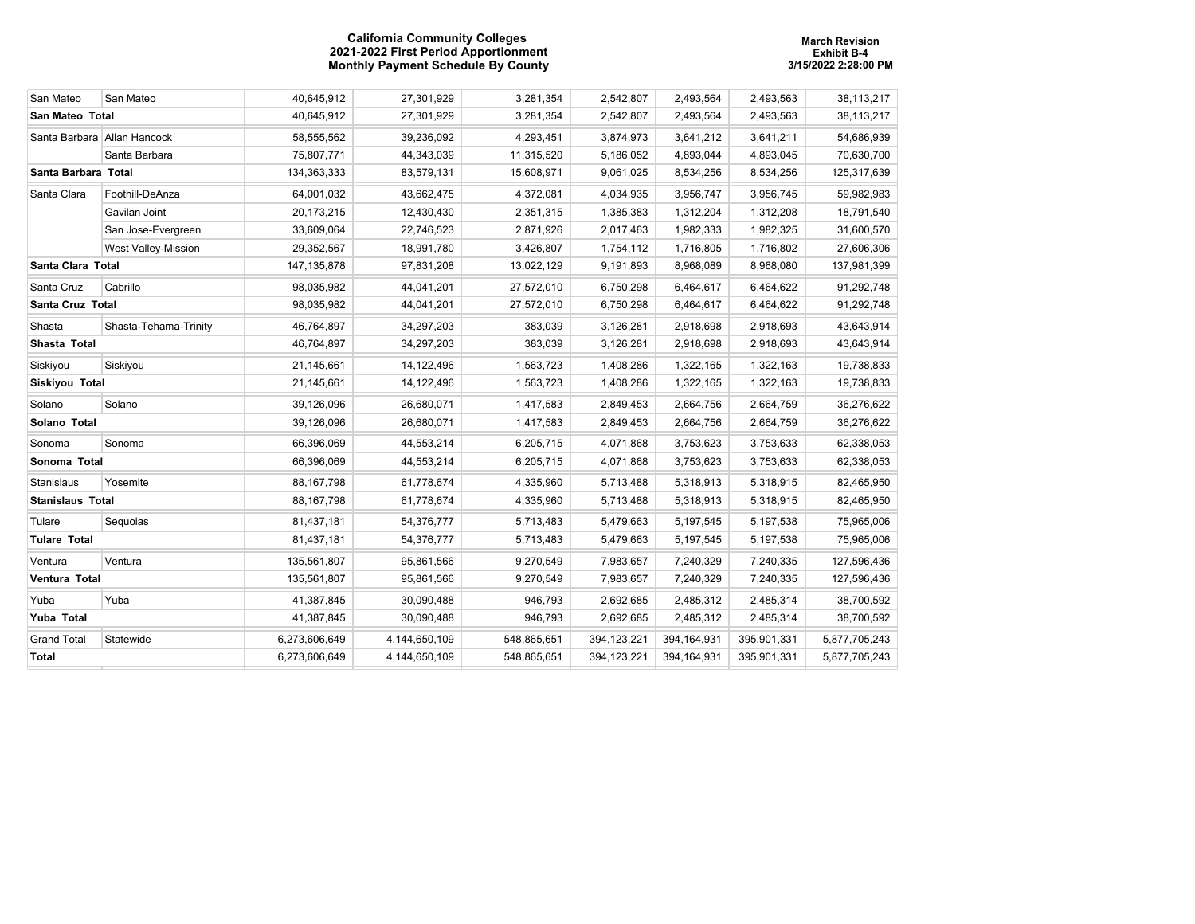**California Community Colleges**
**2021-2022 First Period Apportionment**
**Monthly Payment Schedule By County**

**March Revision**
**Exhibit B-4**
**3/15/2022 2:28:00 PM**

| | | | | | | | | |
|---|---|---|---|---|---|---|---|---|
| San Mateo | San Mateo | 40,645,912 | 27,301,929 | 3,281,354 | 2,542,807 | 2,493,564 | 2,493,563 | 38,113,217 |
| **San Mateo Total** | | 40,645,912 | 27,301,929 | 3,281,354 | 2,542,807 | 2,493,564 | 2,493,563 | 38,113,217 |
| Santa Barbara | Allan Hancock | 58,555,562 | 39,236,092 | 4,293,451 | 3,874,973 | 3,641,212 | 3,641,211 | 54,686,939 |
| | Santa Barbara | 75,807,771 | 44,343,039 | 11,315,520 | 5,186,052 | 4,893,044 | 4,893,045 | 70,630,700 |
| **Santa Barbara Total** | | 134,363,333 | 83,579,131 | 15,608,971 | 9,061,025 | 8,534,256 | 8,534,256 | 125,317,639 |
| Santa Clara | Foothill-DeAnza | 64,001,032 | 43,662,475 | 4,372,081 | 4,034,935 | 3,956,747 | 3,956,745 | 59,982,983 |
| | Gavilan Joint | 20,173,215 | 12,430,430 | 2,351,315 | 1,385,383 | 1,312,204 | 1,312,208 | 18,791,540 |
| | San Jose-Evergreen | 33,609,064 | 22,746,523 | 2,871,926 | 2,017,463 | 1,982,333 | 1,982,325 | 31,600,570 |
| | West Valley-Mission | 29,352,567 | 18,991,780 | 3,426,807 | 1,754,112 | 1,716,805 | 1,716,802 | 27,606,306 |
| **Santa Clara Total** | | 147,135,878 | 97,831,208 | 13,022,129 | 9,191,893 | 8,968,089 | 8,968,080 | 137,981,399 |
| Santa Cruz | Cabrillo | 98,035,982 | 44,041,201 | 27,572,010 | 6,750,298 | 6,464,617 | 6,464,622 | 91,292,748 |
| **Santa Cruz Total** | | 98,035,982 | 44,041,201 | 27,572,010 | 6,750,298 | 6,464,617 | 6,464,622 | 91,292,748 |
| Shasta | Shasta-Tehama-Trinity | 46,764,897 | 34,297,203 | 383,039 | 3,126,281 | 2,918,698 | 2,918,693 | 43,643,914 |
| **Shasta Total** | | 46,764,897 | 34,297,203 | 383,039 | 3,126,281 | 2,918,698 | 2,918,693 | 43,643,914 |
| Siskiyou | Siskiyou | 21,145,661 | 14,122,496 | 1,563,723 | 1,408,286 | 1,322,165 | 1,322,163 | 19,738,833 |
| **Siskiyou Total** | | 21,145,661 | 14,122,496 | 1,563,723 | 1,408,286 | 1,322,165 | 1,322,163 | 19,738,833 |
| Solano | Solano | 39,126,096 | 26,680,071 | 1,417,583 | 2,849,453 | 2,664,756 | 2,664,759 | 36,276,622 |
| **Solano Total** | | 39,126,096 | 26,680,071 | 1,417,583 | 2,849,453 | 2,664,756 | 2,664,759 | 36,276,622 |
| Sonoma | Sonoma | 66,396,069 | 44,553,214 | 6,205,715 | 4,071,868 | 3,753,623 | 3,753,633 | 62,338,053 |
| **Sonoma Total** | | 66,396,069 | 44,553,214 | 6,205,715 | 4,071,868 | 3,753,623 | 3,753,633 | 62,338,053 |
| Stanislaus | Yosemite | 88,167,798 | 61,778,674 | 4,335,960 | 5,713,488 | 5,318,913 | 5,318,915 | 82,465,950 |
| **Stanislaus Total** | | 88,167,798 | 61,778,674 | 4,335,960 | 5,713,488 | 5,318,913 | 5,318,915 | 82,465,950 |
| Tulare | Sequoias | 81,437,181 | 54,376,777 | 5,713,483 | 5,479,663 | 5,197,545 | 5,197,538 | 75,965,006 |
| **Tulare Total** | | 81,437,181 | 54,376,777 | 5,713,483 | 5,479,663 | 5,197,545 | 5,197,538 | 75,965,006 |
| Ventura | Ventura | 135,561,807 | 95,861,566 | 9,270,549 | 7,983,657 | 7,240,329 | 7,240,335 | 127,596,436 |
| **Ventura Total** | | 135,561,807 | 95,861,566 | 9,270,549 | 7,983,657 | 7,240,329 | 7,240,335 | 127,596,436 |
| Yuba | Yuba | 41,387,845 | 30,090,488 | 946,793 | 2,692,685 | 2,485,312 | 2,485,314 | 38,700,592 |
| **Yuba Total** | | 41,387,845 | 30,090,488 | 946,793 | 2,692,685 | 2,485,312 | 2,485,314 | 38,700,592 |
| Grand Total | Statewide | 6,273,606,649 | 4,144,650,109 | 548,865,651 | 394,123,221 | 394,164,931 | 395,901,331 | 5,877,705,243 |
| **Total** | | 6,273,606,649 | 4,144,650,109 | 548,865,651 | 394,123,221 | 394,164,931 | 395,901,331 | 5,877,705,243 |